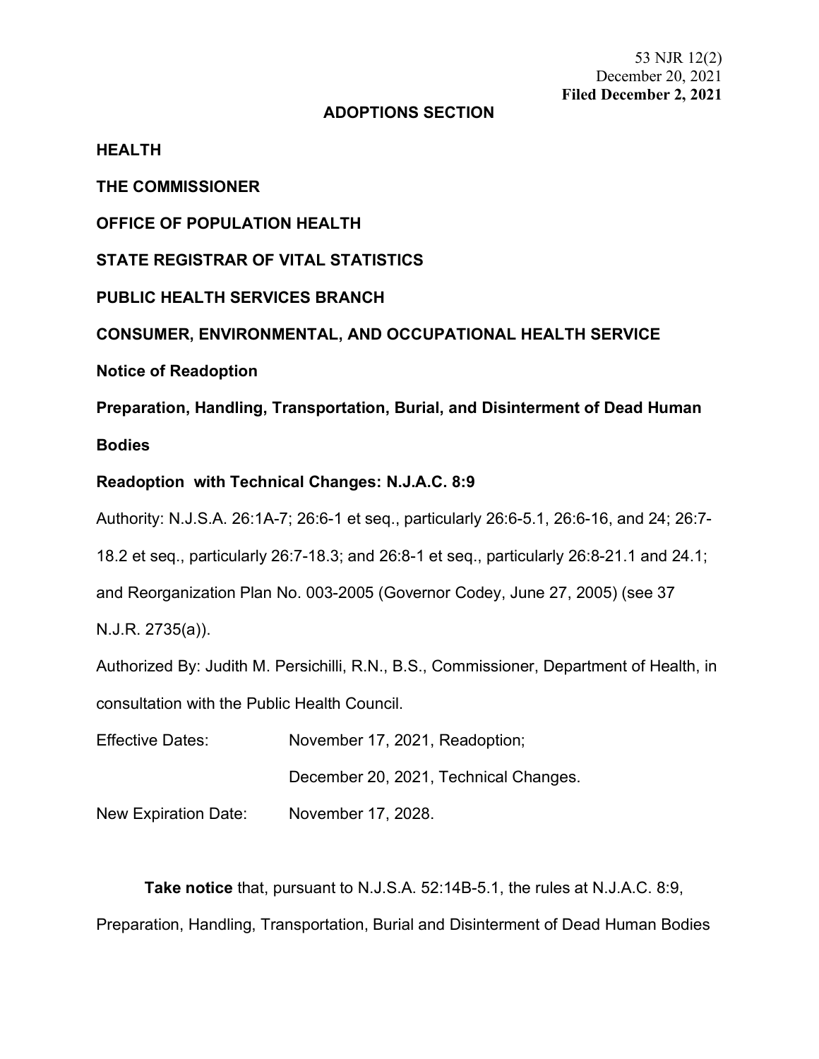53 NJR 12(2)
December 20, 2021
**Filed December 2, 2021**

**ADOPTIONS SECTION**

**HEALTH**

**THE COMMISSIONER**

**OFFICE OF POPULATION HEALTH**

**STATE REGISTRAR OF VITAL STATISTICS**

**PUBLIC HEALTH SERVICES BRANCH**

**CONSUMER, ENVIRONMENTAL, AND OCCUPATIONAL HEALTH SERVICE**

**Notice of Readoption**

**Preparation, Handling, Transportation, Burial, and Disinterment of Dead Human Bodies**

**Readoption with Technical Changes: N.J.A.C. 8:9**

Authority: N.J.S.A. 26:1A-7; 26:6-1 et seq., particularly 26:6-5.1, 26:6-16, and 24; 26:7-18.2 et seq., particularly 26:7-18.3; and 26:8-1 et seq., particularly 26:8-21.1 and 24.1; and Reorganization Plan No. 003-2005 (Governor Codey, June 27, 2005) (see 37 N.J.R. 2735(a)).

Authorized By: Judith M. Persichilli, R.N., B.S., Commissioner, Department of Health, in consultation with the Public Health Council.

Effective Dates: November 17, 2021, Readoption;
December 20, 2021, Technical Changes.

New Expiration Date: November 17, 2028.

**Take notice** that, pursuant to N.J.S.A. 52:14B-5.1, the rules at N.J.A.C. 8:9, Preparation, Handling, Transportation, Burial and Disinterment of Dead Human Bodies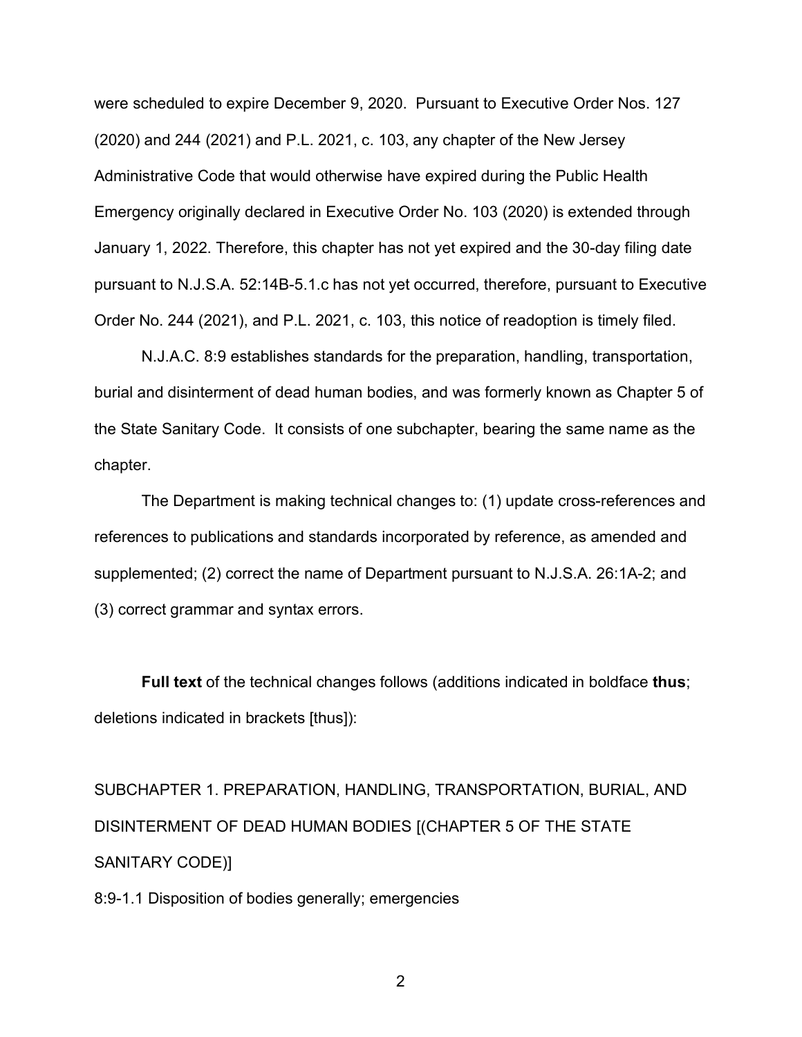were scheduled to expire December 9, 2020. Pursuant to Executive Order Nos. 127 (2020) and 244 (2021) and P.L. 2021, c. 103, any chapter of the New Jersey Administrative Code that would otherwise have expired during the Public Health Emergency originally declared in Executive Order No. 103 (2020) is extended through January 1, 2022. Therefore, this chapter has not yet expired and the 30-day filing date pursuant to N.J.S.A. 52:14B-5.1.c has not yet occurred, therefore, pursuant to Executive Order No. 244 (2021), and P.L. 2021, c. 103, this notice of readoption is timely filed.

N.J.A.C. 8:9 establishes standards for the preparation, handling, transportation, burial and disinterment of dead human bodies, and was formerly known as Chapter 5 of the State Sanitary Code. It consists of one subchapter, bearing the same name as the chapter.

The Department is making technical changes to: (1) update cross-references and references to publications and standards incorporated by reference, as amended and supplemented; (2) correct the name of Department pursuant to N.J.S.A. 26:1A-2; and (3) correct grammar and syntax errors.

**Full text** of the technical changes follows (additions indicated in boldface **thus**; deletions indicated in brackets [thus]):

SUBCHAPTER 1. PREPARATION, HANDLING, TRANSPORTATION, BURIAL, AND DISINTERMENT OF DEAD HUMAN BODIES [(CHAPTER 5 OF THE STATE SANITARY CODE)]

8:9-1.1 Disposition of bodies generally; emergencies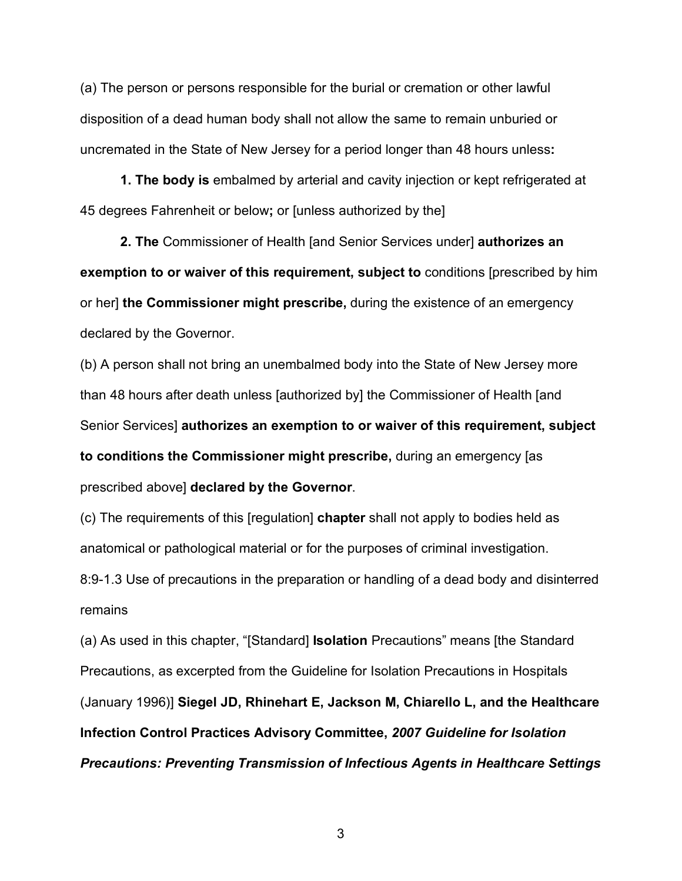(a) The person or persons responsible for the burial or cremation or other lawful disposition of a dead human body shall not allow the same to remain unburied or uncremated in the State of New Jersey for a period longer than 48 hours unless**:**

**1. The body is** embalmed by arterial and cavity injection or kept refrigerated at 45 degrees Fahrenheit or below**;** or [unless authorized by the]

**2. The** Commissioner of Health [and Senior Services under] **authorizes an exemption to or waiver of this requirement, subject to** conditions [prescribed by him or her] **the Commissioner might prescribe,** during the existence of an emergency declared by the Governor.

(b) A person shall not bring an unembalmed body into the State of New Jersey more than 48 hours after death unless [authorized by] the Commissioner of Health [and Senior Services] **authorizes an exemption to or waiver of this requirement, subject to conditions the Commissioner might prescribe,** during an emergency [as prescribed above] **declared by the Governor**.

(c) The requirements of this [regulation] **chapter** shall not apply to bodies held as anatomical or pathological material or for the purposes of criminal investigation.

8:9-1.3 Use of precautions in the preparation or handling of a dead body and disinterred remains

(a) As used in this chapter, "[Standard] **Isolation** Precautions" means [the Standard Precautions, as excerpted from the Guideline for Isolation Precautions in Hospitals (January 1996)] **Siegel JD, Rhinehart E, Jackson M, Chiarello L, and the Healthcare Infection Control Practices Advisory Committee, *2007 Guideline for Isolation Precautions: Preventing Transmission of Infectious Agents in Healthcare Settings***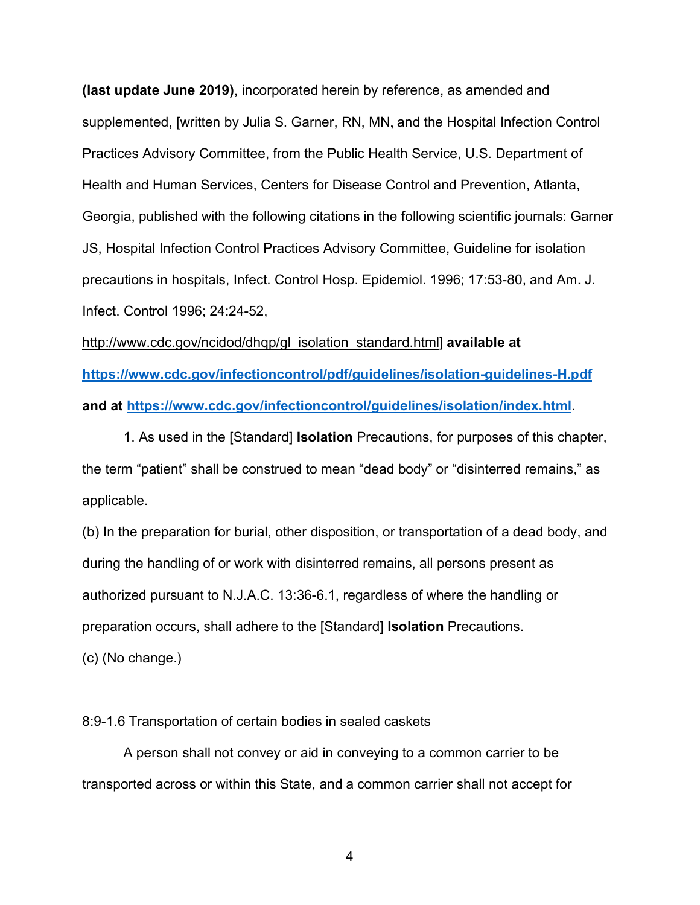**(last update June 2019)**, incorporated herein by reference, as amended and supplemented, [written by Julia S. Garner, RN, MN, and the Hospital Infection Control Practices Advisory Committee, from the Public Health Service, U.S. Department of Health and Human Services, Centers for Disease Control and Prevention, Atlanta, Georgia, published with the following citations in the following scientific journals: Garner JS, Hospital Infection Control Practices Advisory Committee, Guideline for isolation precautions in hospitals, Infect. Control Hosp. Epidemiol. 1996; 17:53-80, and Am. J. Infect. Control 1996; 24:24-52, http://www.cdc.gov/ncidod/dhqp/gl_isolation_standard.html] **available at https://www.cdc.gov/infectioncontrol/pdf/guidelines/isolation-guidelines-H.pdf and at https://www.cdc.gov/infectioncontrol/guidelines/isolation/index.html**.

1. As used in the [Standard] **Isolation** Precautions, for purposes of this chapter, the term "patient" shall be construed to mean "dead body" or "disinterred remains," as applicable.

(b) In the preparation for burial, other disposition, or transportation of a dead body, and during the handling of or work with disinterred remains, all persons present as authorized pursuant to N.J.A.C. 13:36-6.1, regardless of where the handling or preparation occurs, shall adhere to the [Standard] **Isolation** Precautions.

(c) (No change.)

8:9-1.6 Transportation of certain bodies in sealed caskets

A person shall not convey or aid in conveying to a common carrier to be transported across or within this State, and a common carrier shall not accept for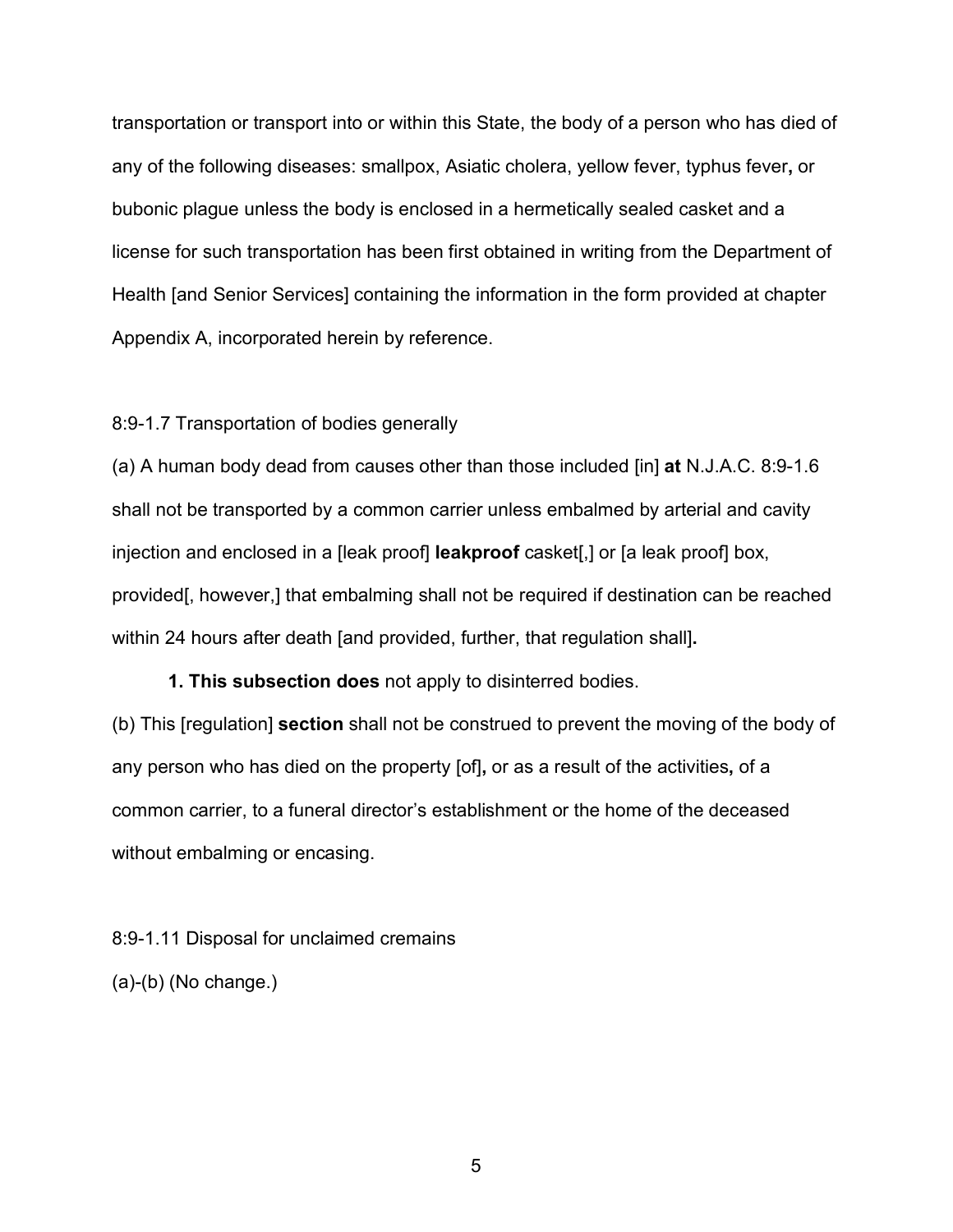transportation or transport into or within this State, the body of a person who has died of any of the following diseases: smallpox, Asiatic cholera, yellow fever, typhus fever**,** or bubonic plague unless the body is enclosed in a hermetically sealed casket and a license for such transportation has been first obtained in writing from the Department of Health [and Senior Services] containing the information in the form provided at chapter Appendix A, incorporated herein by reference.

8:9-1.7 Transportation of bodies generally

(a) A human body dead from causes other than those included [in] **at** N.J.A.C. 8:9-1.6 shall not be transported by a common carrier unless embalmed by arterial and cavity injection and enclosed in a [leak proof] **leakproof** casket[,] or [a leak proof] box, provided[, however,] that embalming shall not be required if destination can be reached within 24 hours after death [and provided, further, that regulation shall]**.**

**1. This subsection does** not apply to disinterred bodies.

(b) This [regulation] **section** shall not be construed to prevent the moving of the body of any person who has died on the property [of]**,** or as a result of the activities**,** of a common carrier, to a funeral director's establishment or the home of the deceased without embalming or encasing.

8:9-1.11 Disposal for unclaimed cremains

(a)-(b) (No change.)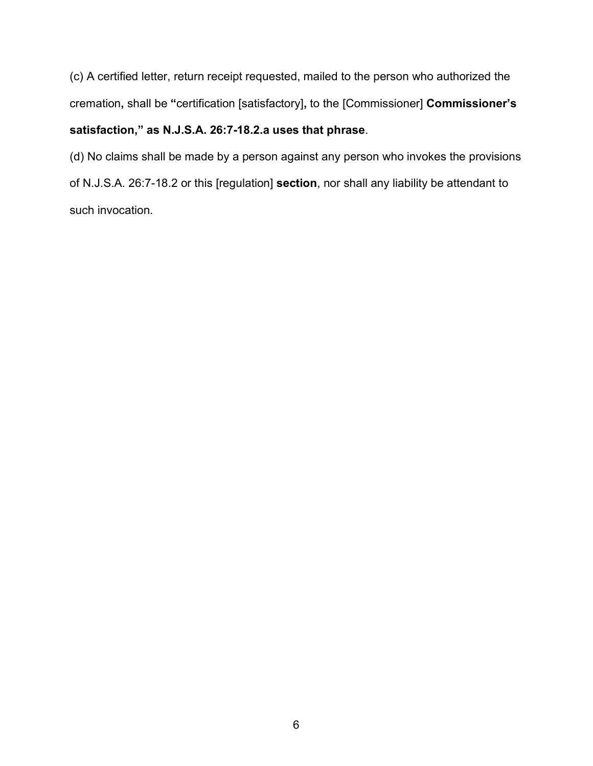(c) A certified letter, return receipt requested, mailed to the person who authorized the cremation**,** shall be **"**certification [satisfactory]**,** to the [Commissioner] **Commissioner's satisfaction," as N.J.S.A. 26:7-18.2.a uses that phrase**.

(d) No claims shall be made by a person against any person who invokes the provisions of N.J.S.A. 26:7-18.2 or this [regulation] **section**, nor shall any liability be attendant to such invocation.